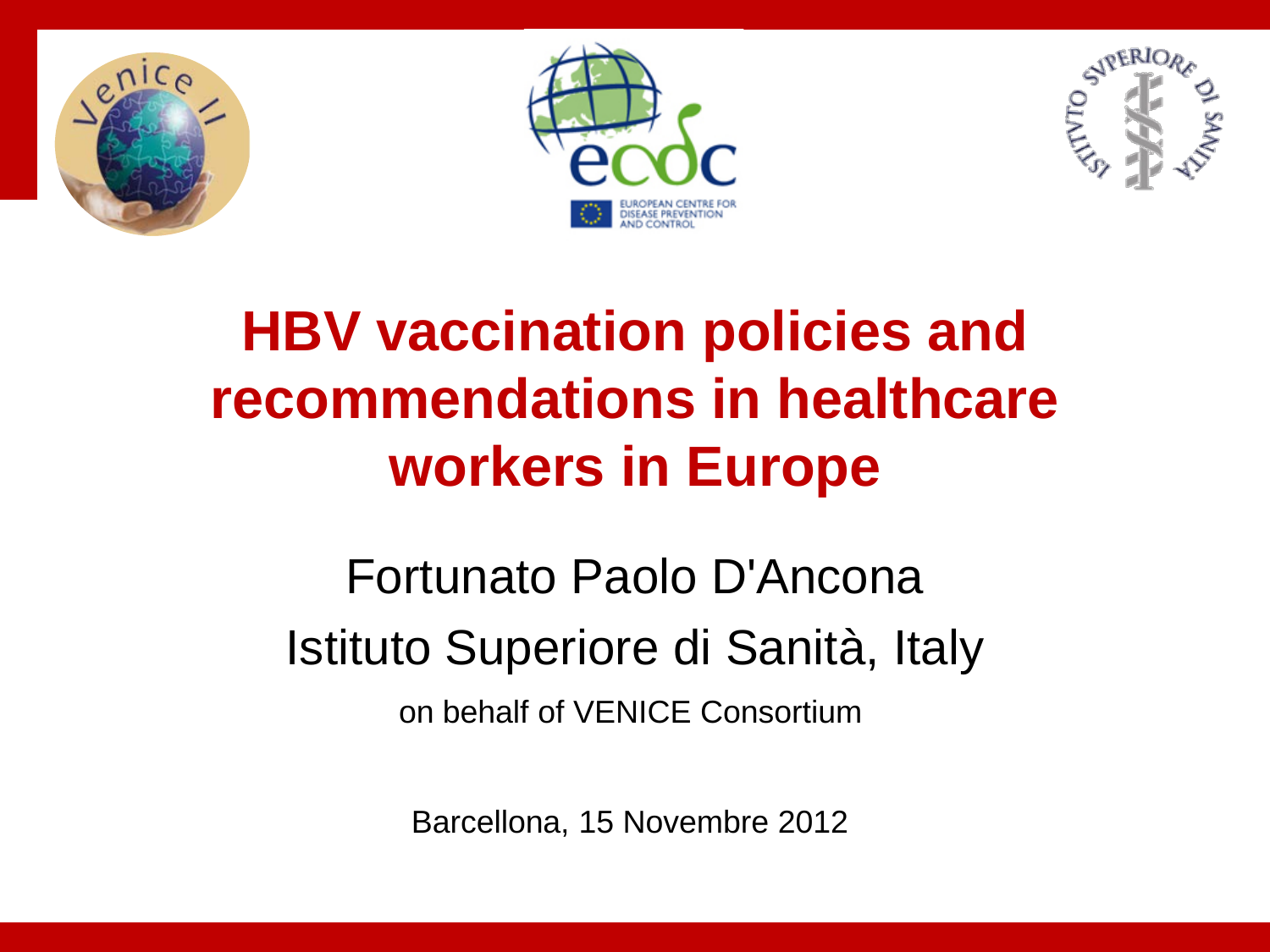# HBV vaccination policies and recommendations in healthcare workers in Europe

Fortunato Paolo D'Ancona

Istituto Superiore di Sanità, Italy

on behalf of VENICE Consortium

Barcellona, 15 Novembre 2012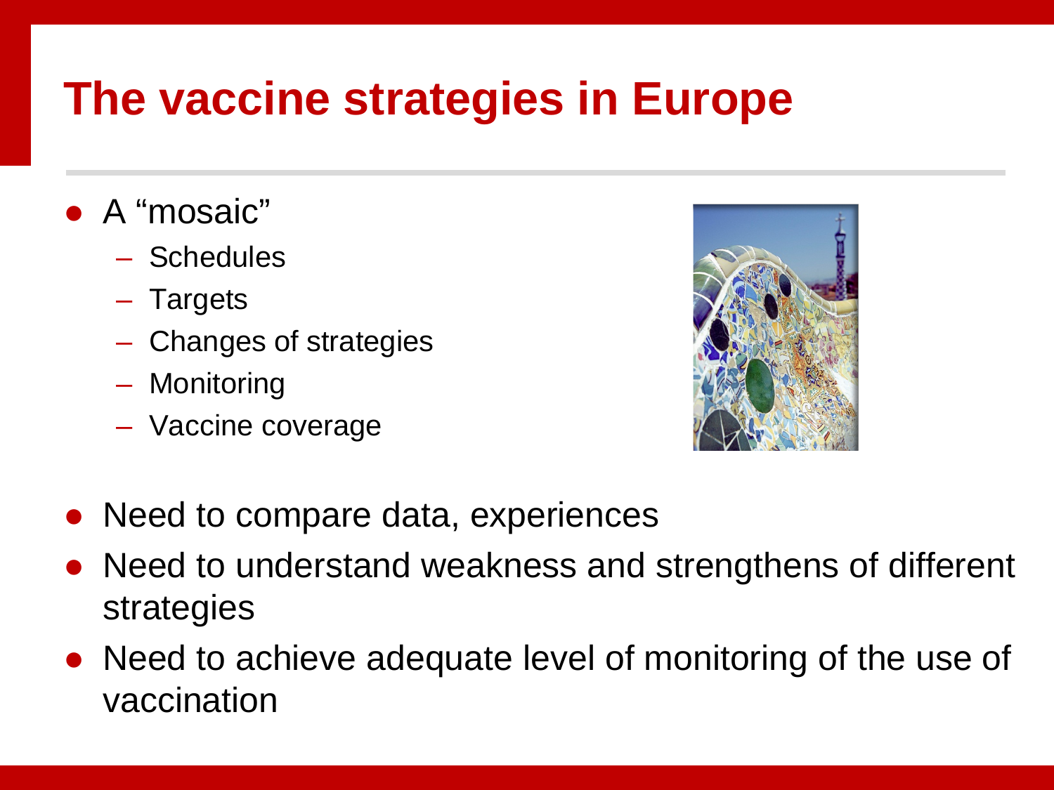# The vaccine strategies in Europe

- A "mosaic"
  - Schedules
  - Targets
  - Changes of strategies
  - Monitoring
  - Vaccine coverage

- Need to compare data, experiences
- Need to understand weakness and strengthens of different strategies
- Need to achieve adequate level of monitoring of the use of vaccination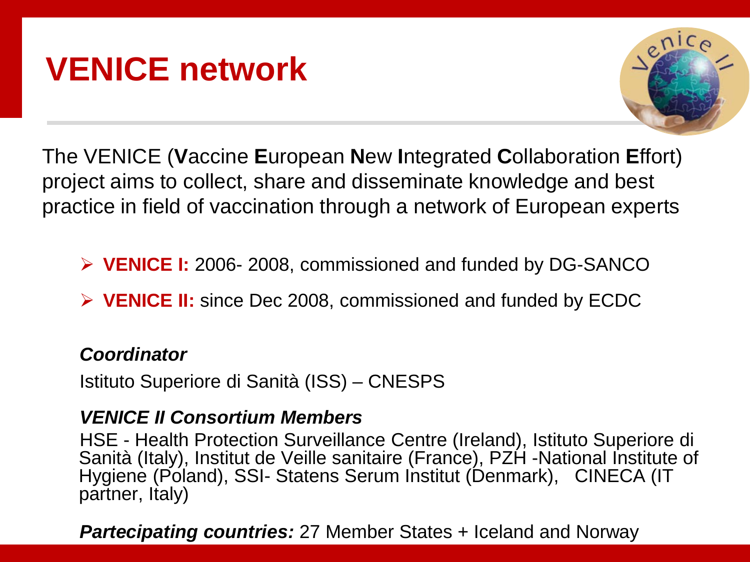# VENICE network

The VENICE (**V**accine **E**uropean **N**ew **I**ntegrated **C**ollaboration **E**ffort) project aims to collect, share and disseminate knowledge and best practice in field of vaccination through a network of European experts

- **VENICE I:** 2006- 2008, commissioned and funded by DG-SANCO
- **VENICE II:** since Dec 2008, commissioned and funded by ECDC

***Coordinator***

Istituto Superiore di Sanità (ISS) – CNESPS

***VENICE II Consortium Members***

HSE - Health Protection Surveillance Centre (Ireland), Istituto Superiore di Sanità (Italy), Institut de Veille sanitaire (France), PZH -National Institute of Hygiene (Poland), SSI- Statens Serum Institut (Denmark), CINECA (IT partner, Italy)

***Partecipating countries:*** 27 Member States + Iceland and Norway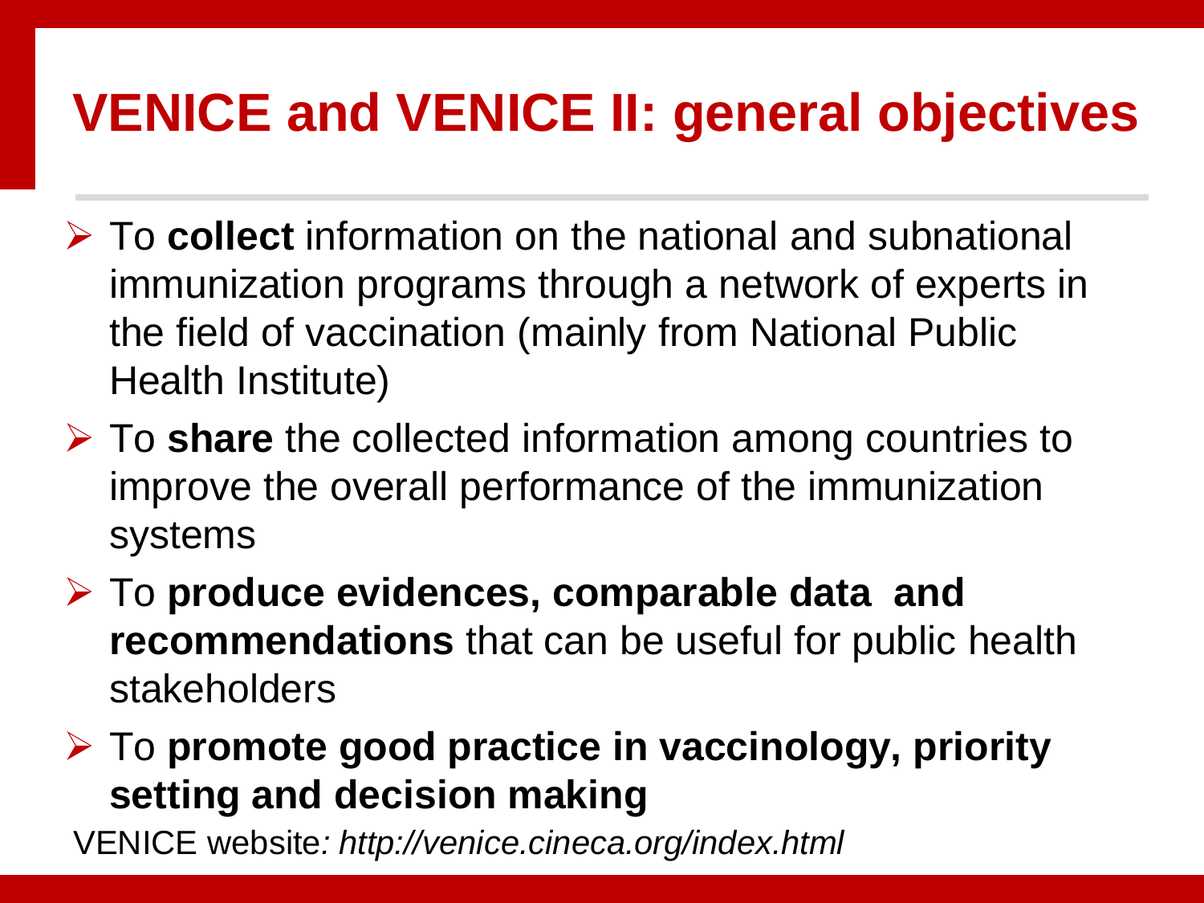# VENICE and VENICE II: general objectives

- To **collect** information on the national and subnational immunization programs through a network of experts in the field of vaccination (mainly from National Public Health Institute)
- To **share** the collected information among countries to improve the overall performance of the immunization systems
- To **produce evidences, comparable data and recommendations** that can be useful for public health stakeholders
- To **promote good practice in vaccinology, priority setting and decision making**

VENICE website*: http://venice.cineca.org/index.html*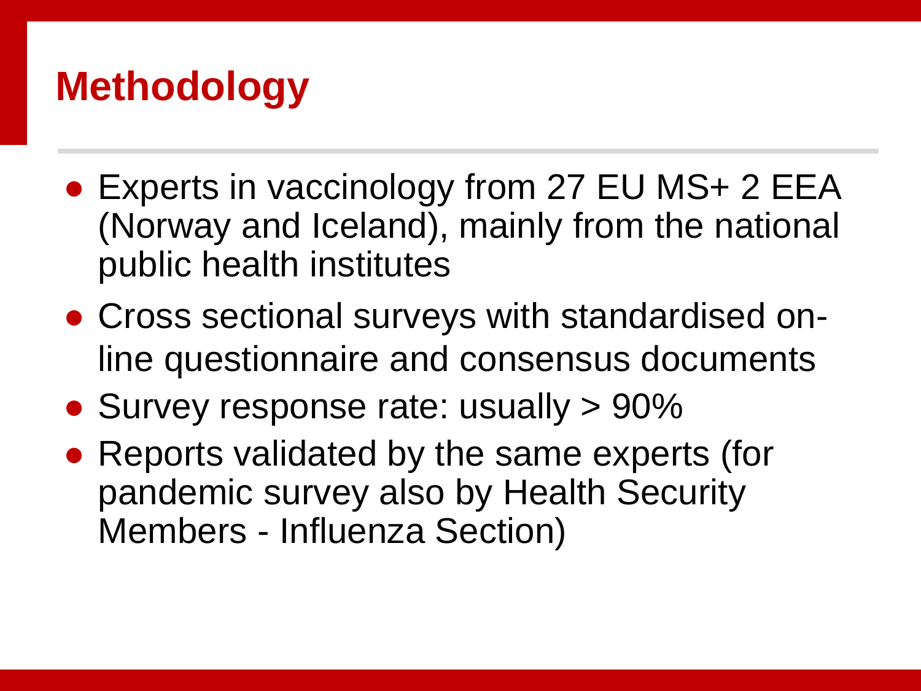# Methodology

- Experts in vaccinology from 27 EU MS+ 2 EEA (Norway and Iceland), mainly from the national public health institutes
- Cross sectional surveys with standardised on-line questionnaire and consensus documents
- Survey response rate: usually > 90%
- Reports validated by the same experts (for pandemic survey also by Health Security Members - Influenza Section)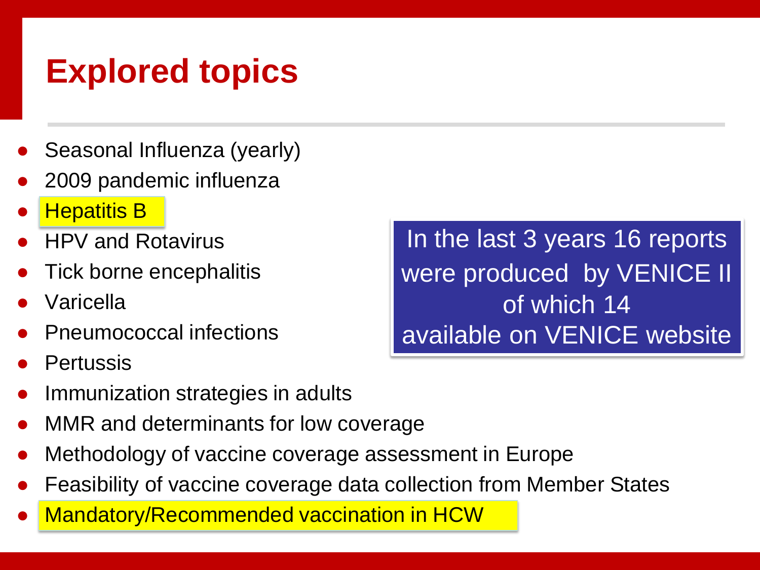# Explored topics

- Seasonal Influenza (yearly)
- 2009 pandemic influenza
- Hepatitis B
- HPV and Rotavirus
- Tick borne encephalitis
- Varicella
- Pneumococcal infections
- Pertussis
- Immunization strategies in adults
- MMR and determinants for low coverage
- Methodology of vaccine coverage assessment in Europe
- Feasibility of vaccine coverage data collection from Member States
- Mandatory/Recommended vaccination in HCW

In the last 3 years 16 reports were produced by VENICE II of which 14 available on VENICE website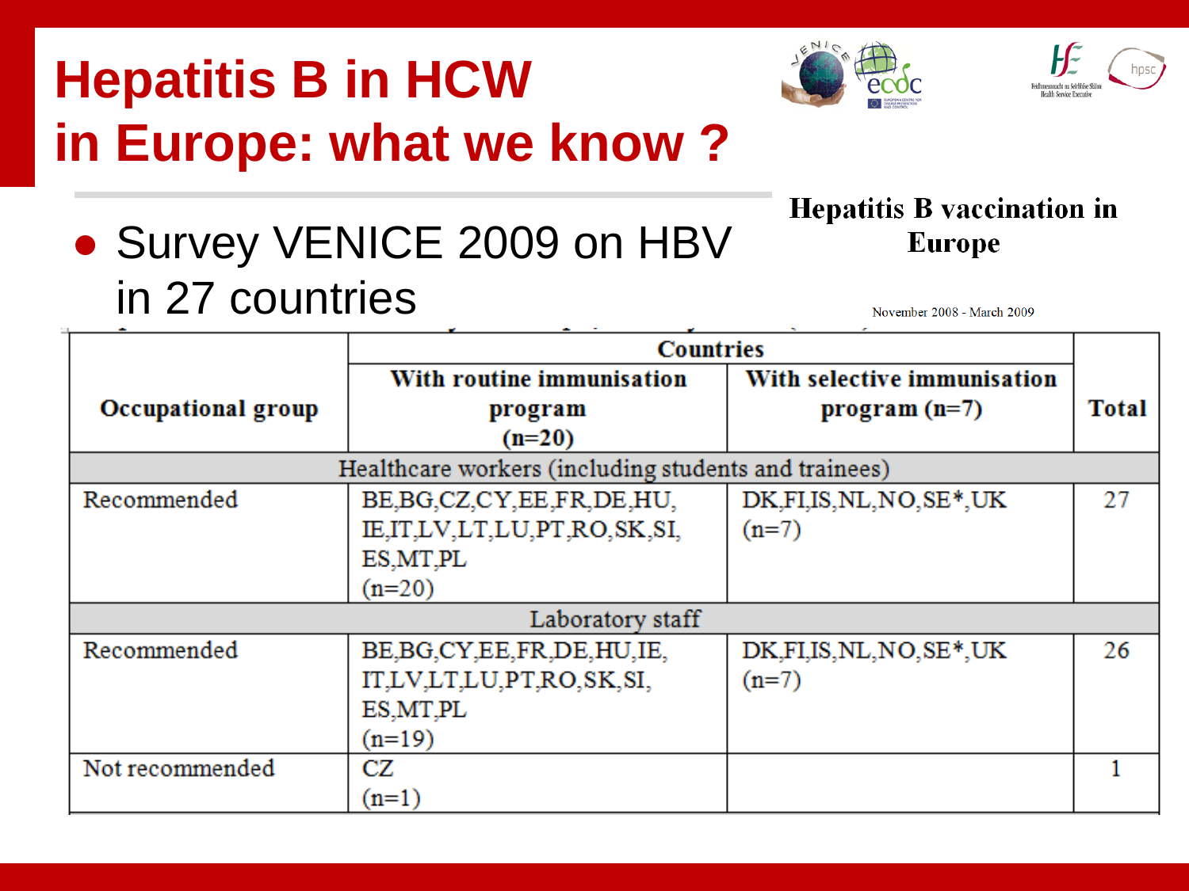# Hepatitis B in HCW in Europe: what we know ?

- Survey VENICE 2009 on HBV in 27 countries

**Hepatitis B vaccination in Europe**

November 2008 - March 2009

| Occupational group | Countries | | Total |
|---|---|---|---|
| | With routine immunisation program (n=20) | With selective immunisation program (n=7) | |
| Healthcare workers (including students and trainees) | | | |
| Recommended | BE,BG,CZ,CY,EE,FR,DE,HU, IE,IT,LV,LT,LU,PT,RO,SK,SI, ES,MT,PL (n=20) | DK,FI,IS,NL,NO,SE*,UK (n=7) | 27 |
| Laboratory staff | | | |
| Recommended | BE,BG,CY,EE,FR,DE,HU,IE, IT,LV,LT,LU,PT,RO,SK,SI, ES,MT,PL (n=19) | DK,FI,IS,NL,NO,SE*,UK (n=7) | 26 |
| Not recommended | CZ (n=1) | | 1 |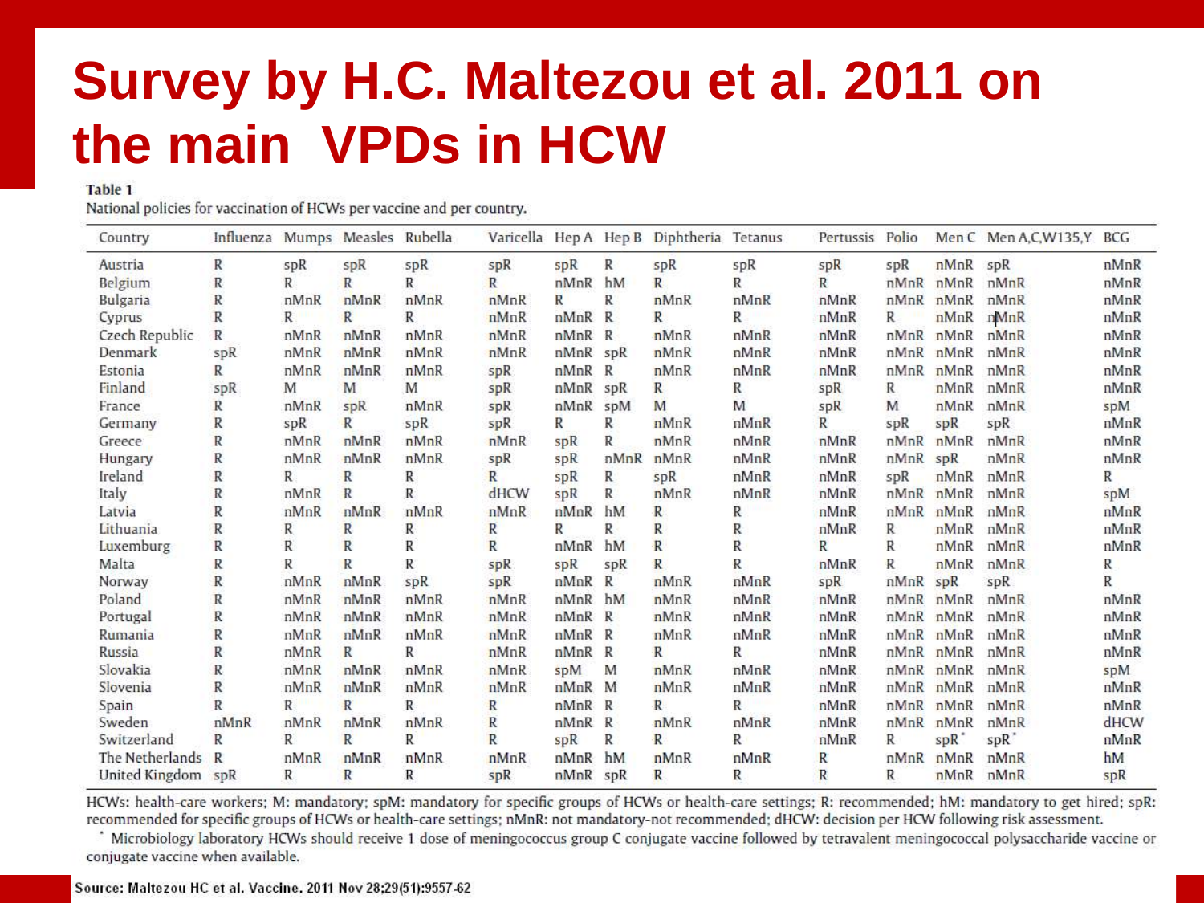# Survey by H.C. Maltezou et al. 2011 on the main VPDs in HCW

**Table 1**

National policies for vaccination of HCWs per vaccine and per country.

| Country | Influenza | Mumps | Measles | Rubella | Varicella | Hep A | Hep B | Diphtheria | Tetanus | Pertussis | Polio | Men C | Men A,C,W135,Y | BCG |
|---|---|---|---|---|---|---|---|---|---|---|---|---|---|---|
| Austria | R | spR | spR | spR | spR | spR | R | spR | spR | spR | spR | nMnR | spR | nMnR |
| Belgium | R | R | R | R | R | nMnR | hM | R | R | R | nMnR | nMnR | nMnR | nMnR |
| Bulgaria | R | nMnR | nMnR | nMnR | nMnR | R | R | nMnR | nMnR | nMnR | nMnR | nMnR | nMnR | nMnR |
| Cyprus | R | R | R | R | nMnR | nMnR | R | R | R | nMnR | R | nMnR | nMnR | nMnR |
| Czech Republic | R | nMnR | nMnR | nMnR | nMnR | nMnR | R | nMnR | nMnR | nMnR | nMnR | nMnR | nMnR | nMnR |
| Denmark | spR | nMnR | nMnR | nMnR | nMnR | nMnR | spR | nMnR | nMnR | nMnR | nMnR | nMnR | nMnR | nMnR |
| Estonia | R | nMnR | nMnR | nMnR | spR | nMnR | R | nMnR | nMnR | nMnR | nMnR | nMnR | nMnR | nMnR |
| Finland | spR | M | M | M | spR | nMnR | spR | R | R | spR | R | nMnR | nMnR | nMnR |
| France | R | nMnR | spR | nMnR | spR | nMnR | spM | M | M | spR | M | nMnR | nMnR | spM |
| Germany | R | spR | R | spR | spR | R | R | nMnR | nMnR | R | spR | spR | spR | nMnR |
| Greece | R | nMnR | nMnR | nMnR | nMnR | spR | R | nMnR | nMnR | nMnR | nMnR | nMnR | nMnR | nMnR |
| Hungary | R | nMnR | nMnR | nMnR | spR | spR | nMnR | nMnR | nMnR | nMnR | nMnR | spR | nMnR | nMnR |
| Ireland | R | R | R | R | R | spR | R | spR | nMnR | nMnR | spR | nMnR | nMnR | R |
| Italy | R | nMnR | R | R | dHCW | spR | R | nMnR | nMnR | nMnR | nMnR | nMnR | nMnR | spM |
| Latvia | R | nMnR | nMnR | nMnR | nMnR | nMnR | hM | R | R | nMnR | nMnR | nMnR | nMnR | nMnR |
| Lithuania | R | R | R | R | R | R | R | R | R | nMnR | R | nMnR | nMnR | nMnR |
| Luxemburg | R | R | R | R | R | nMnR | hM | R | R | R | R | nMnR | nMnR | nMnR |
| Malta | R | R | R | R | spR | spR | spR | R | R | nMnR | R | nMnR | nMnR | R |
| Norway | R | nMnR | nMnR | spR | spR | nMnR | R | nMnR | nMnR | spR | nMnR | spR | spR | R |
| Poland | R | nMnR | nMnR | nMnR | nMnR | nMnR | hM | nMnR | nMnR | nMnR | nMnR | nMnR | nMnR | nMnR |
| Portugal | R | nMnR | nMnR | nMnR | nMnR | nMnR | R | nMnR | nMnR | nMnR | nMnR | nMnR | nMnR | nMnR |
| Rumania | R | nMnR | nMnR | nMnR | nMnR | nMnR | R | nMnR | nMnR | nMnR | nMnR | nMnR | nMnR | nMnR |
| Russia | R | nMnR | R | R | nMnR | nMnR | R | R | R | nMnR | nMnR | nMnR | nMnR | nMnR |
| Slovakia | R | nMnR | nMnR | nMnR | nMnR | spM | M | nMnR | nMnR | nMnR | nMnR | nMnR | nMnR | spM |
| Slovenia | R | nMnR | nMnR | nMnR | nMnR | nMnR | M | nMnR | nMnR | nMnR | nMnR | nMnR | nMnR | nMnR |
| Spain | R | R | R | R | R | nMnR | R | R | R | nMnR | nMnR | nMnR | nMnR | nMnR |
| Sweden | nMnR | nMnR | nMnR | nMnR | R | nMnR | R | nMnR | nMnR | nMnR | nMnR | nMnR | nMnR | dHCW |
| Switzerland | R | R | R | R | R | spR | R | R | R | nMnR | R | spR* | spR* | nMnR |
| The Netherlands | R | nMnR | nMnR | nMnR | nMnR | nMnR | hM | nMnR | nMnR | R | nMnR | nMnR | nMnR | hM |
| United Kingdom | spR | R | R | R | spR | nMnR | spR | R | R | R | R | nMnR | nMnR | spR |

HCWs: health-care workers; M: mandatory; spM: mandatory for specific groups of HCWs or health-care settings; R: recommended; hM: mandatory to get hired; spR: recommended for specific groups of HCWs or health-care settings; nMnR: not mandatory-not recommended; dHCW: decision per HCW following risk assessment.

\* Microbiology laboratory HCWs should receive 1 dose of meningococcus group C conjugate vaccine followed by tetravalent meningococcal polysaccharide vaccine or conjugate vaccine when available.

Source: Maltezou HC et al. Vaccine. 2011 Nov 28;29(51):9557-62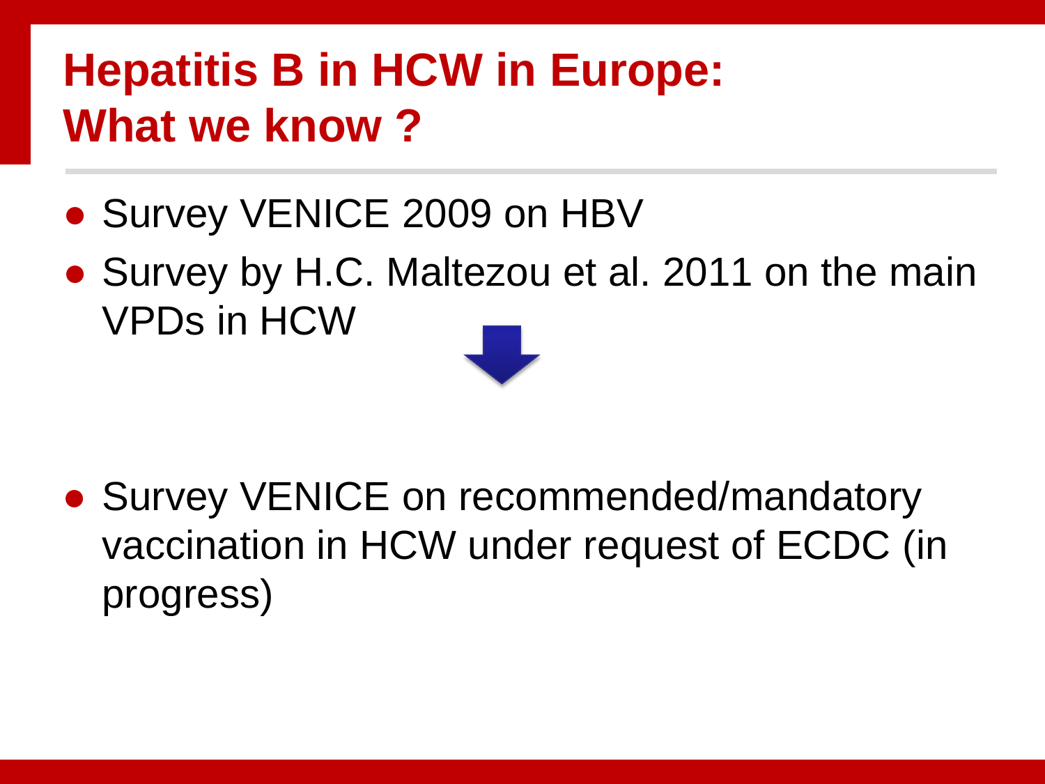# Hepatitis B in HCW in Europe: What we know ?

- Survey VENICE 2009 on HBV
- Survey by H.C. Maltezou et al. 2011 on the main VPDs in HCW

- Survey VENICE on recommended/mandatory vaccination in HCW under request of ECDC (in progress)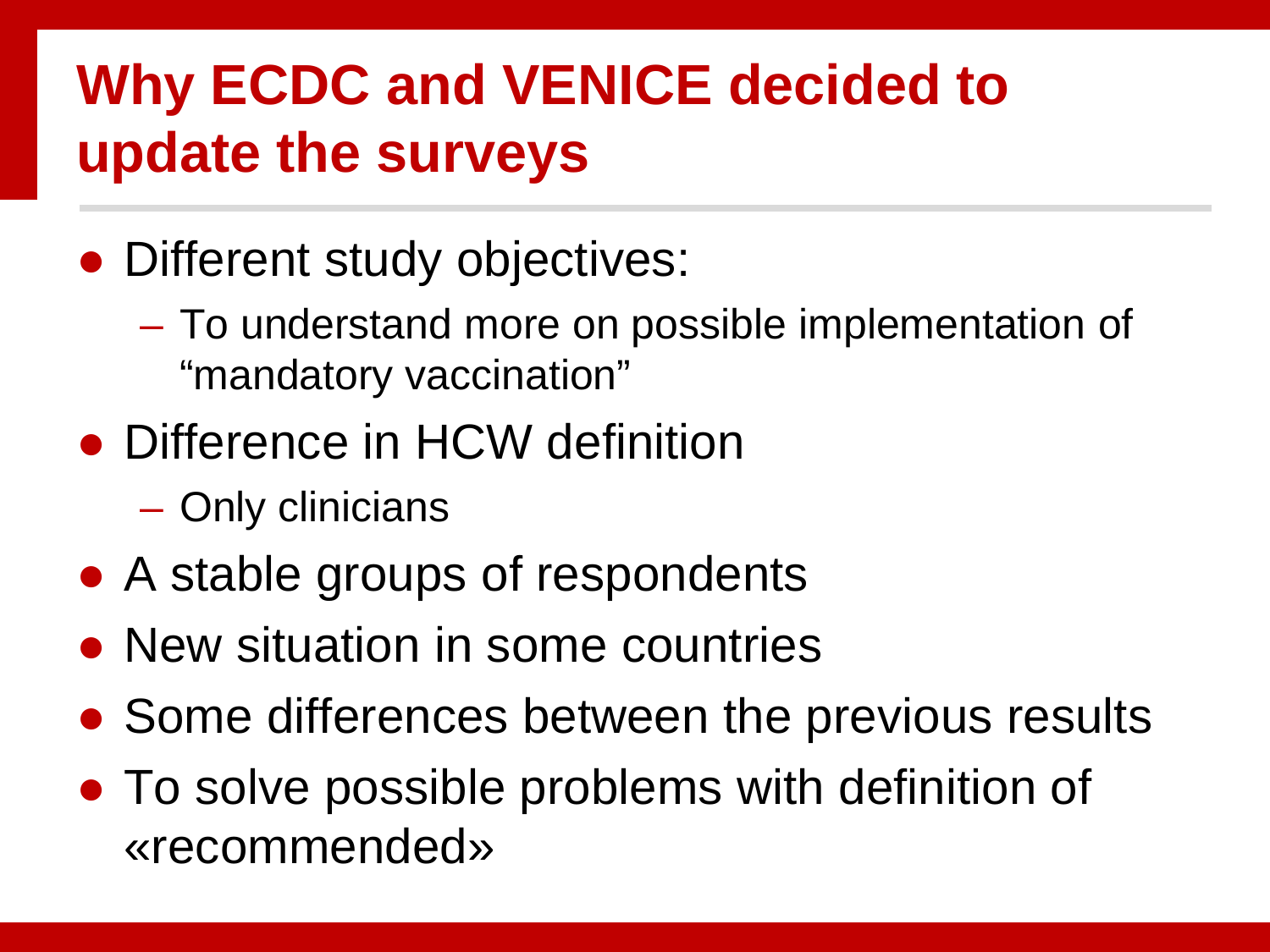# Why ECDC and VENICE decided to update the surveys

- Different study objectives:
  - To understand more on possible implementation of "mandatory vaccination"
- Difference in HCW definition
  - Only clinicians
- A stable groups of respondents
- New situation in some countries
- Some differences between the previous results
- To solve possible problems with definition of «recommended»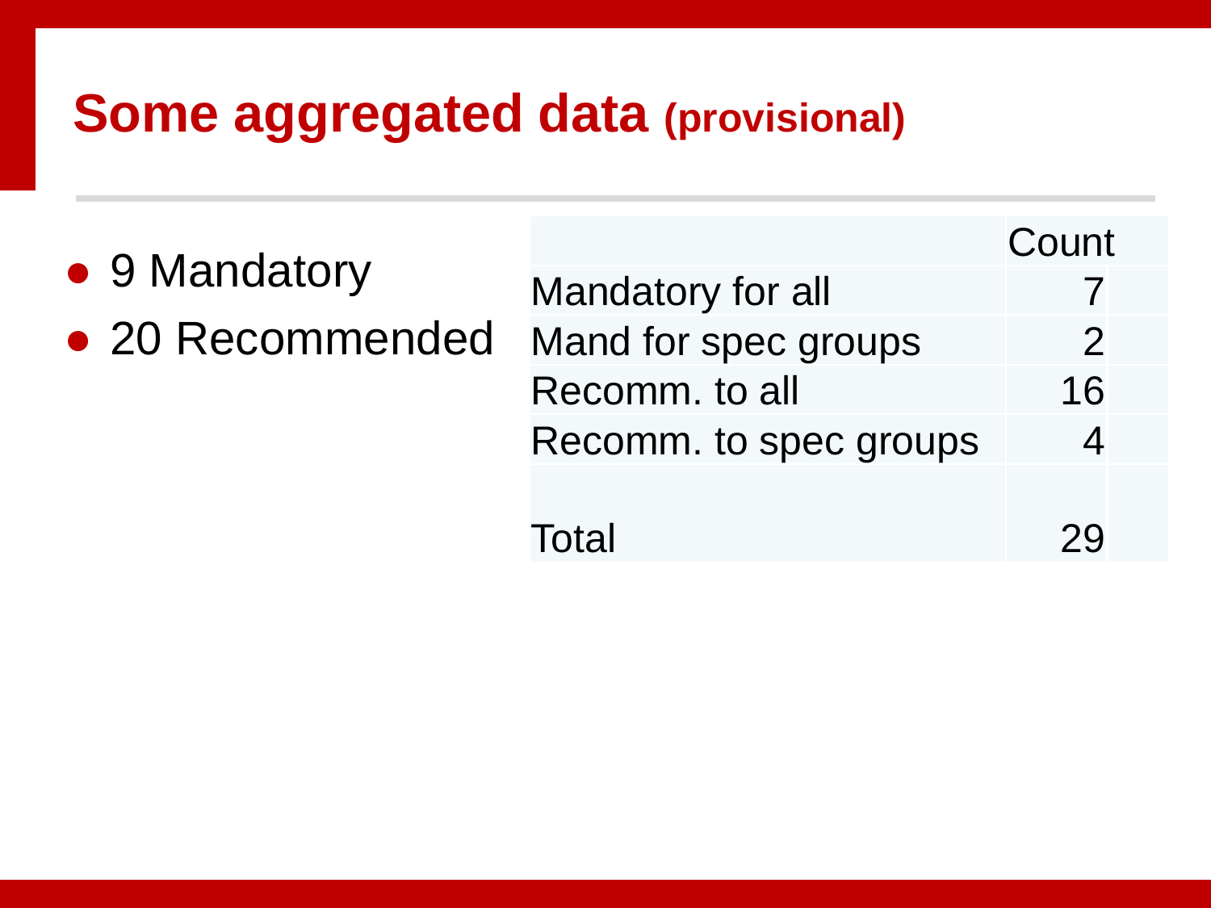# Some aggregated data **(provisional)**

- 9 Mandatory
- 20 Recommended

| | Count |
|---|---|
| Mandatory for all | 7 |
| Mand for spec groups | 2 |
| Recomm. to all | 16 |
| Recomm. to spec groups | 4 |
| | |
| Total | 29 |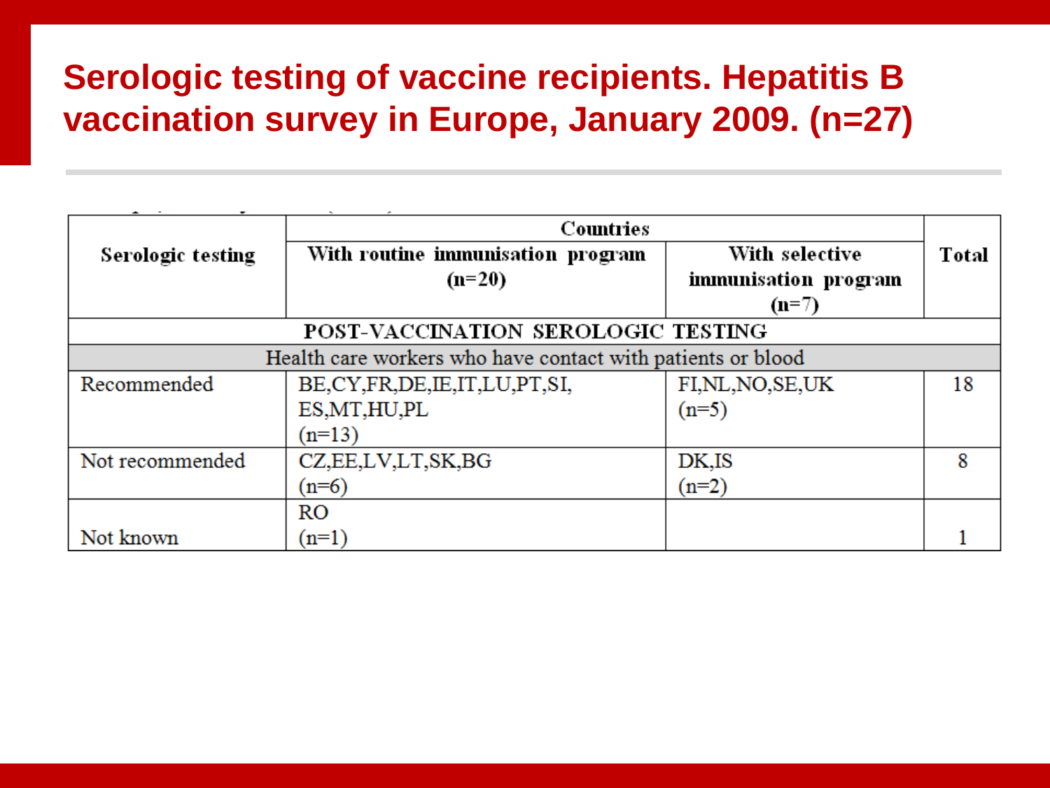# Serologic testing of vaccine recipients. Hepatitis B vaccination survey in Europe, January 2009. (n=27)

| Serologic testing | Countries | | Total |
|---|---|---|---|
| | With routine immunisation program (n=20) | With selective immunisation program (n=7) | |
| POST-VACCINATION SEROLOGIC TESTING | | | |
| Health care workers who have contact with patients or blood | | | |
| Recommended | BE,CY,FR,DE,IE,IT,LU,PT,SI, ES,MT,HU,PL (n=13) | FI,NL,NO,SE,UK (n=5) | 18 |
| Not recommended | CZ,EE,LV,LT,SK,BG (n=6) | DK,IS (n=2) | 8 |
| Not known | RO (n=1) | | 1 |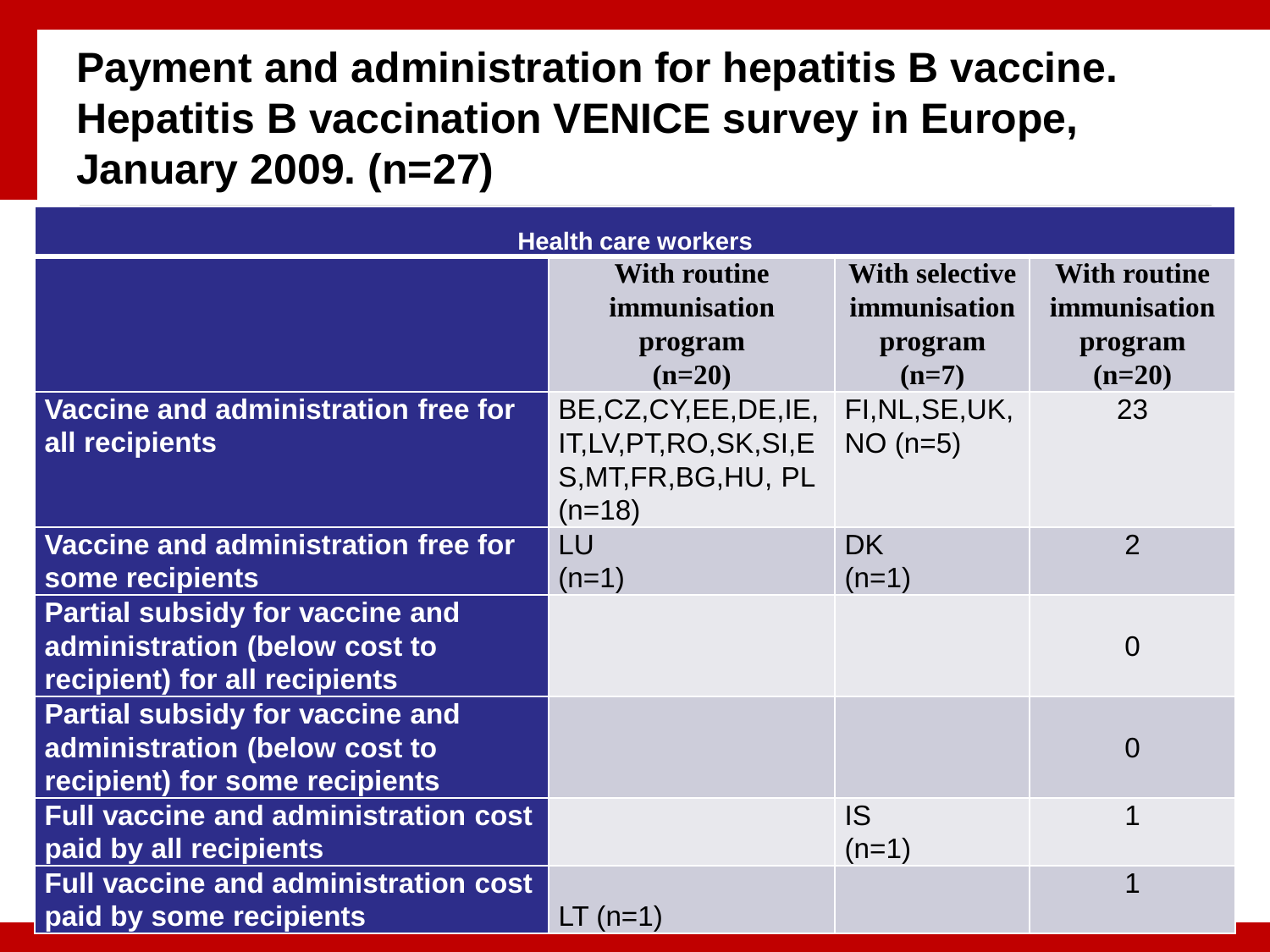# Payment and administration for hepatitis B vaccine. Hepatitis B vaccination VENICE survey in Europe, January 2009. (n=27)

| Health care workers | | | |
|---|---|---|---|
| | **With routine immunisation program (n=20)** | **With selective immunisation program (n=7)** | **With routine immunisation program (n=20)** |
| **Vaccine and administration free for all recipients** | BE,CZ,CY,EE,DE,IE, IT,LV,PT,RO,SK,SI,ES,MT,FR,BG,HU, PL (n=18) | FI,NL,SE,UK, NO (n=5) | 23 |
| **Vaccine and administration free for some recipients** | LU (n=1) | DK (n=1) | 2 |
| **Partial subsidy for vaccine and administration (below cost to recipient) for all recipients** | | | 0 |
| **Partial subsidy for vaccine and administration (below cost to recipient) for some recipients** | | | 0 |
| **Full vaccine and administration cost paid by all recipients** | | IS (n=1) | 1 |
| **Full vaccine and administration cost paid by some recipients** | LT (n=1) | | 1 |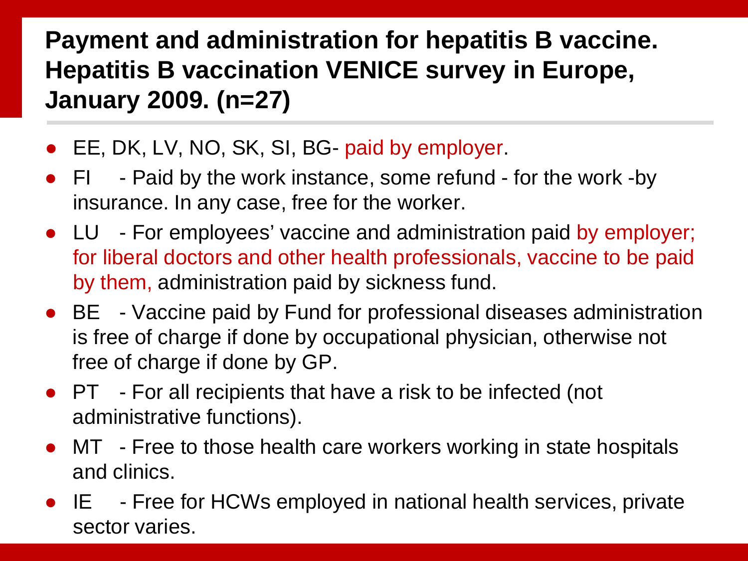## Payment and administration for hepatitis B vaccine. Hepatitis B vaccination VENICE survey in Europe, January 2009. (n=27)

- EE, DK, LV, NO, SK, SI, BG- paid by employer.
- FI - Paid by the work instance, some refund - for the work -by insurance. In any case, free for the worker.
- LU - For employees' vaccine and administration paid by employer; for liberal doctors and other health professionals, vaccine to be paid by them, administration paid by sickness fund.
- BE - Vaccine paid by Fund for professional diseases administration is free of charge if done by occupational physician, otherwise not free of charge if done by GP.
- PT - For all recipients that have a risk to be infected (not administrative functions).
- MT - Free to those health care workers working in state hospitals and clinics.
- IE - Free for HCWs employed in national health services, private sector varies.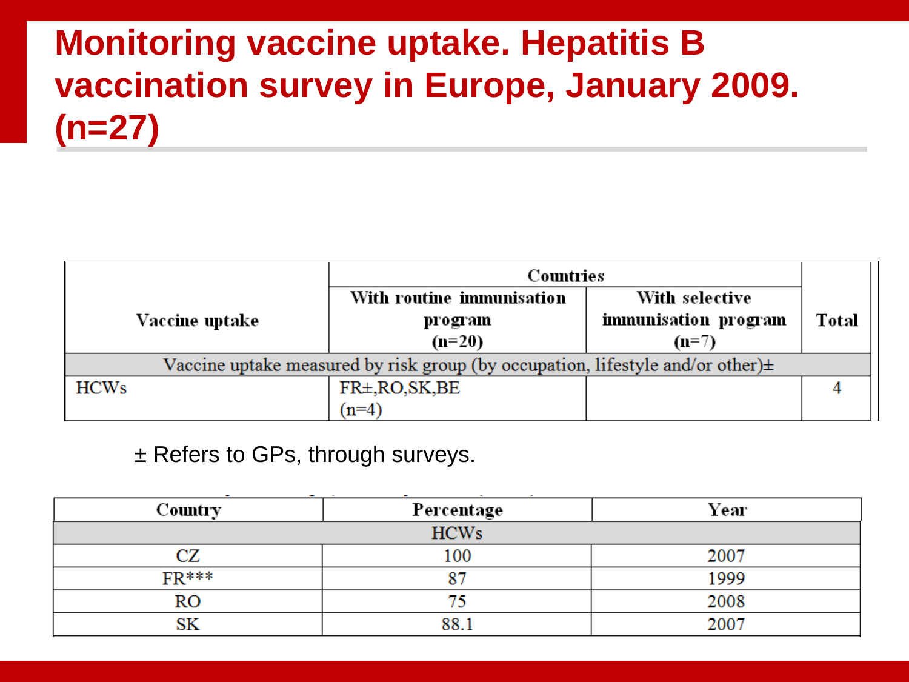# Monitoring vaccine uptake. Hepatitis B vaccination survey in Europe, January 2009. (n=27)

| Vaccine uptake | Countries | | Total |
|---|---|---|---|
| | With routine immunisation program (n=20) | With selective immunisation program (n=7) | |
| Vaccine uptake measured by risk group (by occupation, lifestyle and/or other)± | | | |
| HCWs | FR±,RO,SK,BE (n=4) | | 4 |

± Refers to GPs, through surveys.

| Country | Percentage | Year |
|---|---|---|
| HCWs | | |
| CZ | 100 | 2007 |
| FR*** | 87 | 1999 |
| RO | 75 | 2008 |
| SK | 88.1 | 2007 |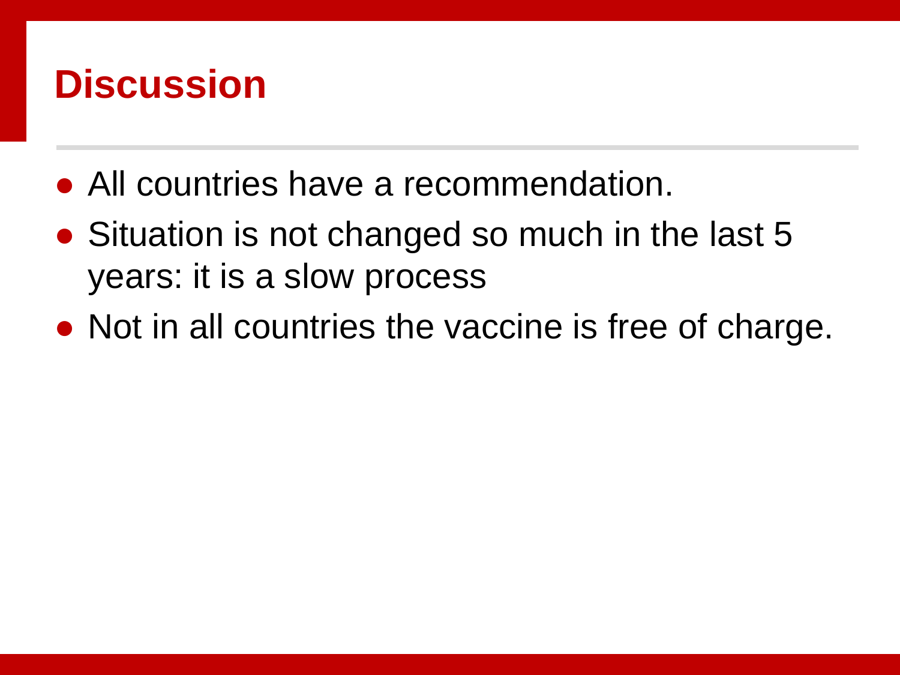## Discussion

- All countries have a recommendation.
- Situation is not changed so much in the last 5 years: it is a slow process
- Not in all countries the vaccine is free of charge.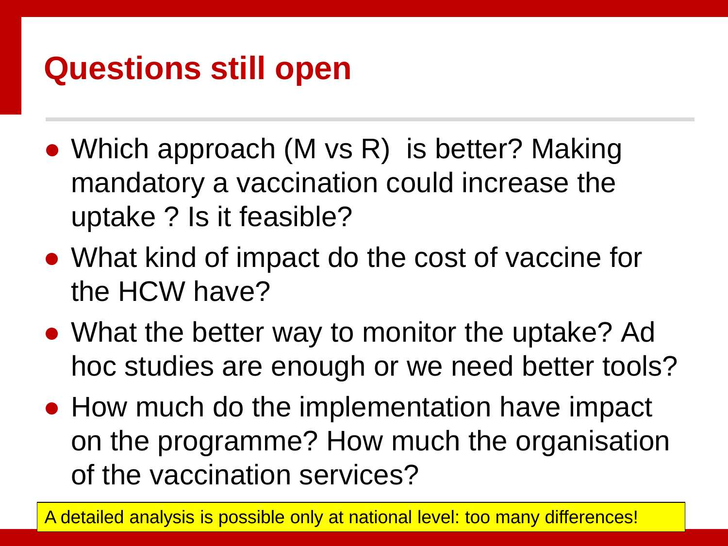# Questions still open

- Which approach (M vs R) is better? Making mandatory a vaccination could increase the uptake ? Is it feasible?
- What kind of impact do the cost of vaccine for the HCW have?
- What the better way to monitor the uptake? Ad hoc studies are enough or we need better tools?
- How much do the implementation have impact on the programme? How much the organisation of the vaccination services?

A detailed analysis is possible only at national level: too many differences!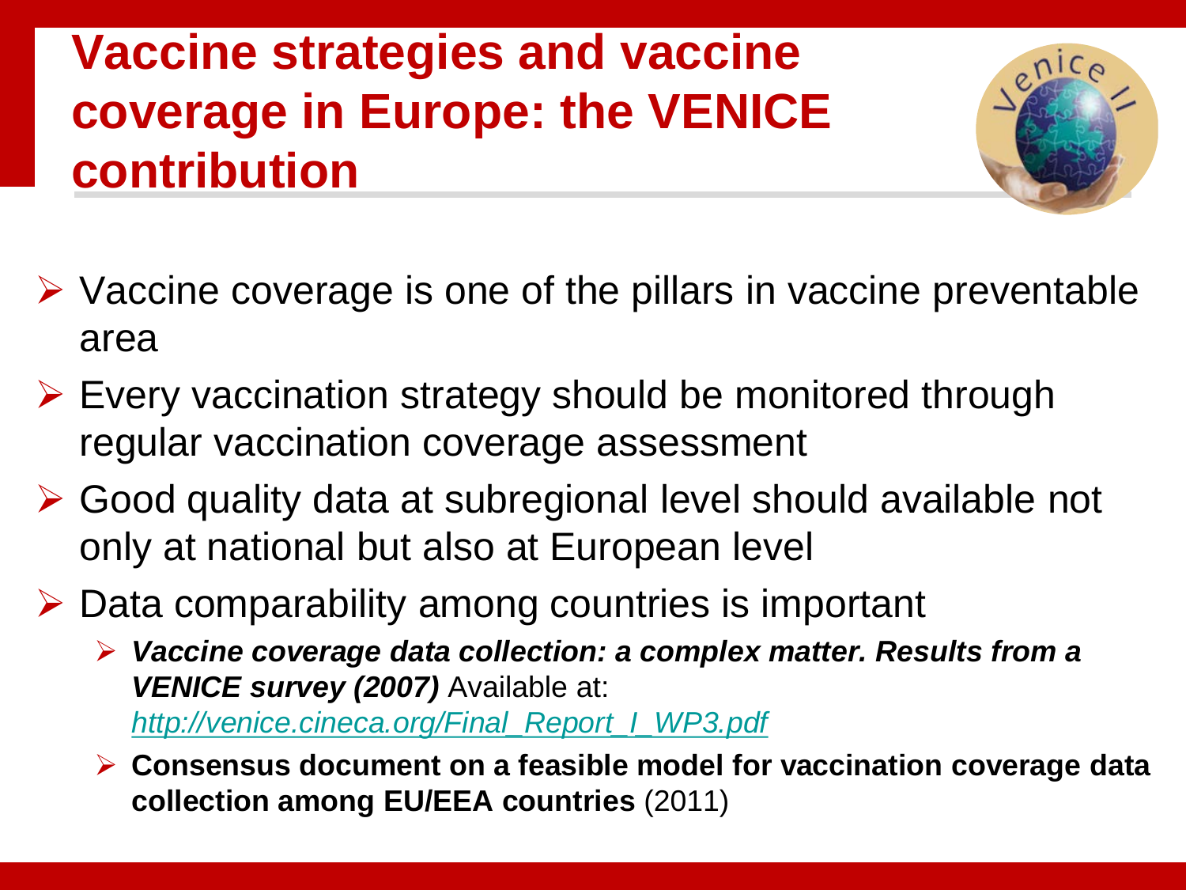# Vaccine strategies and vaccine coverage in Europe: the VENICE contribution

- Vaccine coverage is one of the pillars in vaccine preventable area
- Every vaccination strategy should be monitored through regular vaccination coverage assessment
- Good quality data at subregional level should available not only at national but also at European level
- Data comparability among countries is important
  - ***Vaccine coverage data collection: a complex matter. Results from a VENICE survey (2007)*** Available at: *http://venice.cineca.org/Final_Report_I_WP3.pdf*
  - **Consensus document on a feasible model for vaccination coverage data collection among EU/EEA countries** (2011)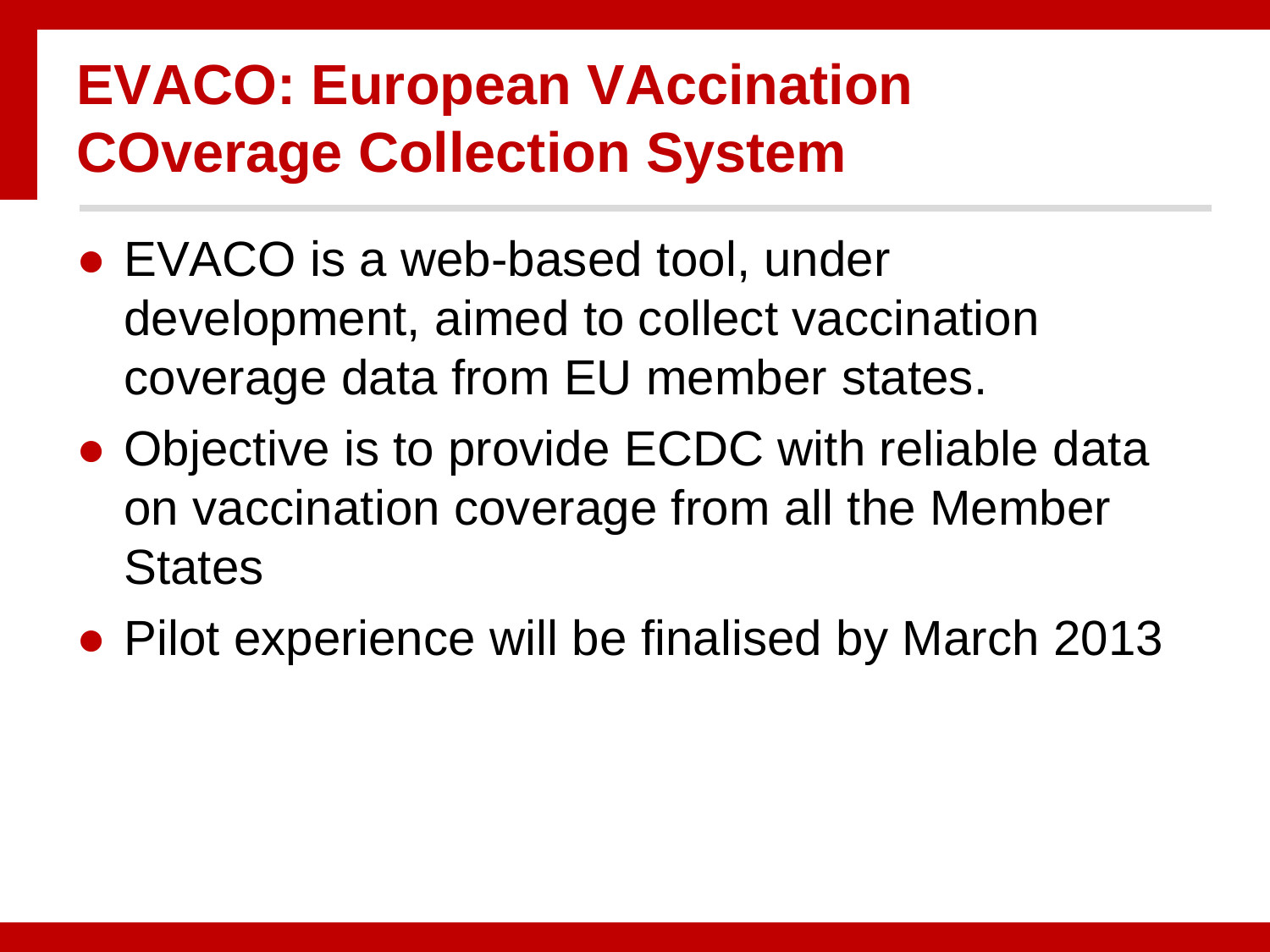# EVACO: European VAccination COverage Collection System

- EVACO is a web-based tool, under development, aimed to collect vaccination coverage data from EU member states.
- Objective is to provide ECDC with reliable data on vaccination coverage from all the Member States
- Pilot experience will be finalised by March 2013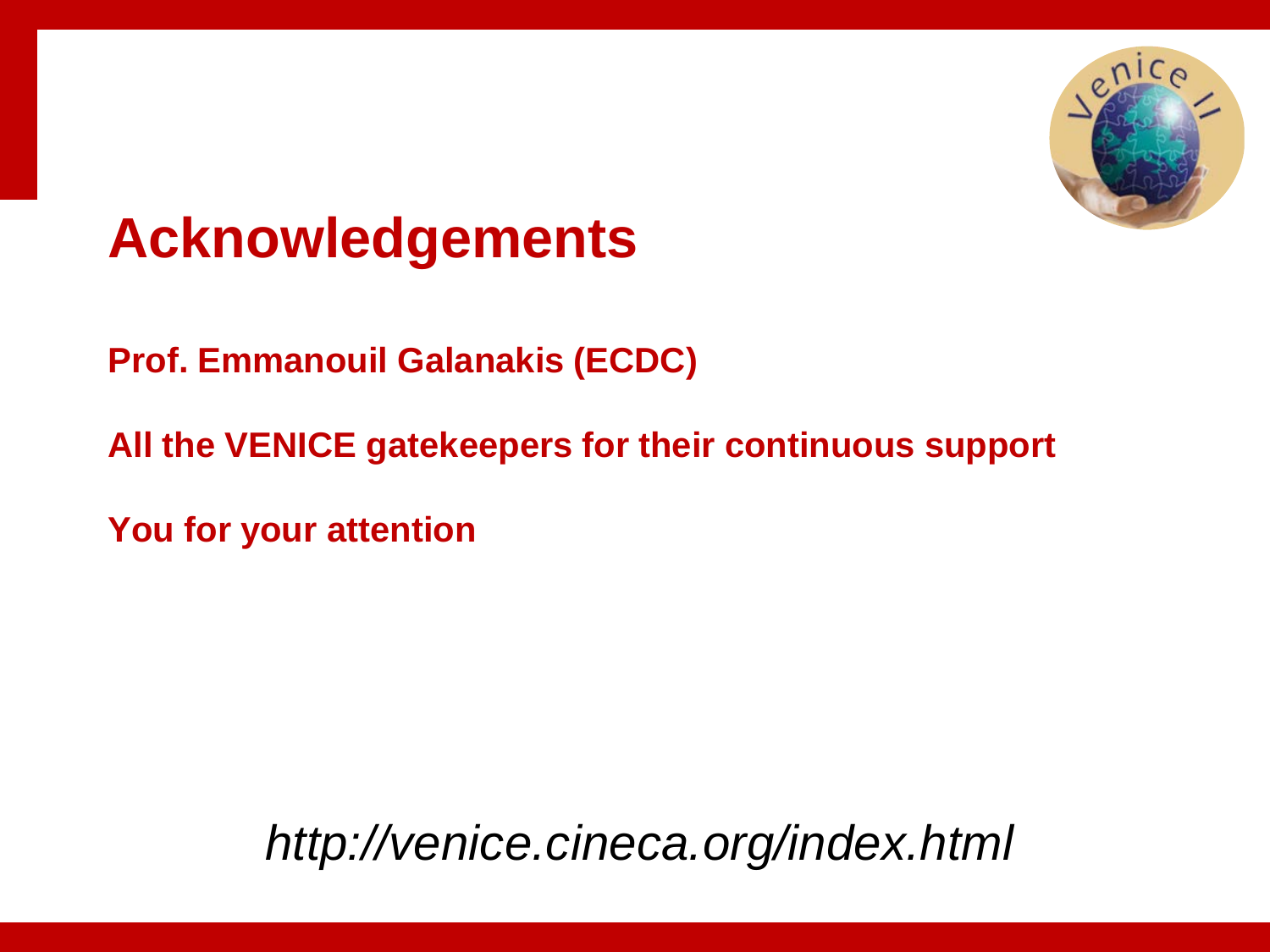# Acknowledgements

**Prof. Emmanouil Galanakis (ECDC)**

**All the VENICE gatekeepers for their continuous support**

**You for your attention**

*http://venice.cineca.org/index.html*